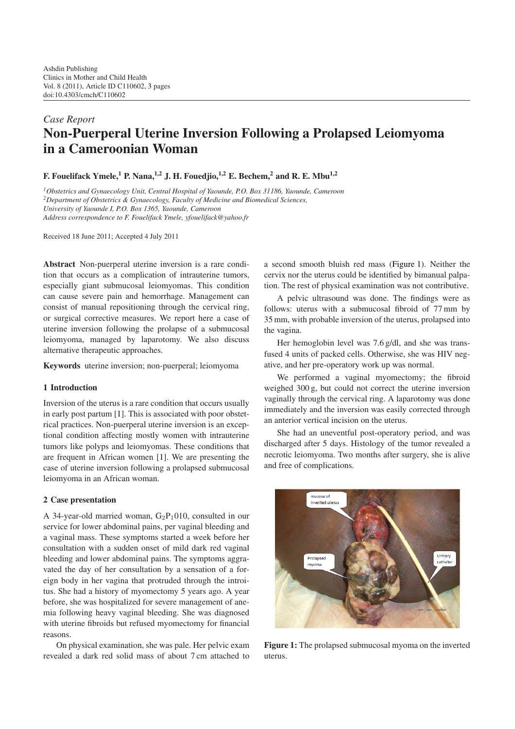*Case Report*

# Non-Puerperal Uterine Inversion Following a Prolapsed Leiomyoma in a Cameroonian Woman

**F. Fouelifack Ymele,[1] P. Nana,[1,2] J. H. Fouedjio,[1,2] E. Bechem,[2] and R. E. Mbu[1,2]**

*[1]Obstetrics and Gynaecology Unit, Central Hospital of Yaounde, P.O. Box 31186, Yaounde, Cameroon*
*[2]Department of Obstetrics & Gynaecology, Faculty of Medicine and Biomedical Sciences, University of Yaounde I, P.O. Box 1365, Yaounde, Cameroon*
*Address correspondence to F. Fouelifack Ymele, yfouelifack@yahoo.fr*

Received 18 June 2011; Accepted 4 July 2011

**Abstract** Non-puerperal uterine inversion is a rare condition that occurs as a complication of intrauterine tumors, especially giant submucosal leiomyomas. This condition can cause severe pain and hemorrhage. Management can consist of manual repositioning through the cervical ring, or surgical corrective measures. We report here a case of uterine inversion following the prolapse of a submucosal leiomyoma, managed by laparotomy. We also discuss alternative therapeutic approaches.

**Keywords** uterine inversion; non-puerperal; leiomyoma

## 1 Introduction

Inversion of the uterus is a rare condition that occurs usually in early post partum [1]. This is associated with poor obstetrical practices. Non-puerperal uterine inversion is an exceptional condition affecting mostly women with intrauterine tumors like polyps and leiomyomas. These conditions that are frequent in African women [1]. We are presenting the case of uterine inversion following a prolapsed submucosal leiomyoma in an African woman.

## 2 Case presentation

A 34-year-old married woman, $G_2P_1010$, consulted in our service for lower abdominal pains, per vaginal bleeding and a vaginal mass. These symptoms started a week before her consultation with a sudden onset of mild dark red vaginal bleeding and lower abdominal pains. The symptoms aggravated the day of her consultation by a sensation of a foreign body in her vagina that protruded through the introitus. She had a history of myomectomy 5 years ago. A year before, she was hospitalized for severe management of anemia following heavy vaginal bleeding. She was diagnosed with uterine fibroids but refused myomectomy for financial reasons.

On physical examination, she was pale. Her pelvic exam revealed a dark red solid mass of about 7 cm attached to a second smooth bluish red mass (Figure 1). Neither the cervix nor the uterus could be identified by bimanual palpation. The rest of physical examination was not contributive.

A pelvic ultrasound was done. The findings were as follows: uterus with a submucosal fibroid of 77 mm by 35 mm, with probable inversion of the uterus, prolapsed into the vagina.

Her hemoglobin level was 7.6 g/dl, and she was transfused 4 units of packed cells. Otherwise, she was HIV negative, and her pre-operatory work up was normal.

We performed a vaginal myomectomy; the fibroid weighed 300 g, but could not correct the uterine inversion vaginally through the cervical ring. A laparotomy was done immediately and the inversion was easily corrected through an anterior vertical incision on the uterus.

She had an uneventful post-operatory period, and was discharged after 5 days. Histology of the tumor revealed a necrotic leiomyoma. Two months after surgery, she is alive and free of complications.

**Figure 1:** The prolapsed submucosal myoma on the inverted uterus.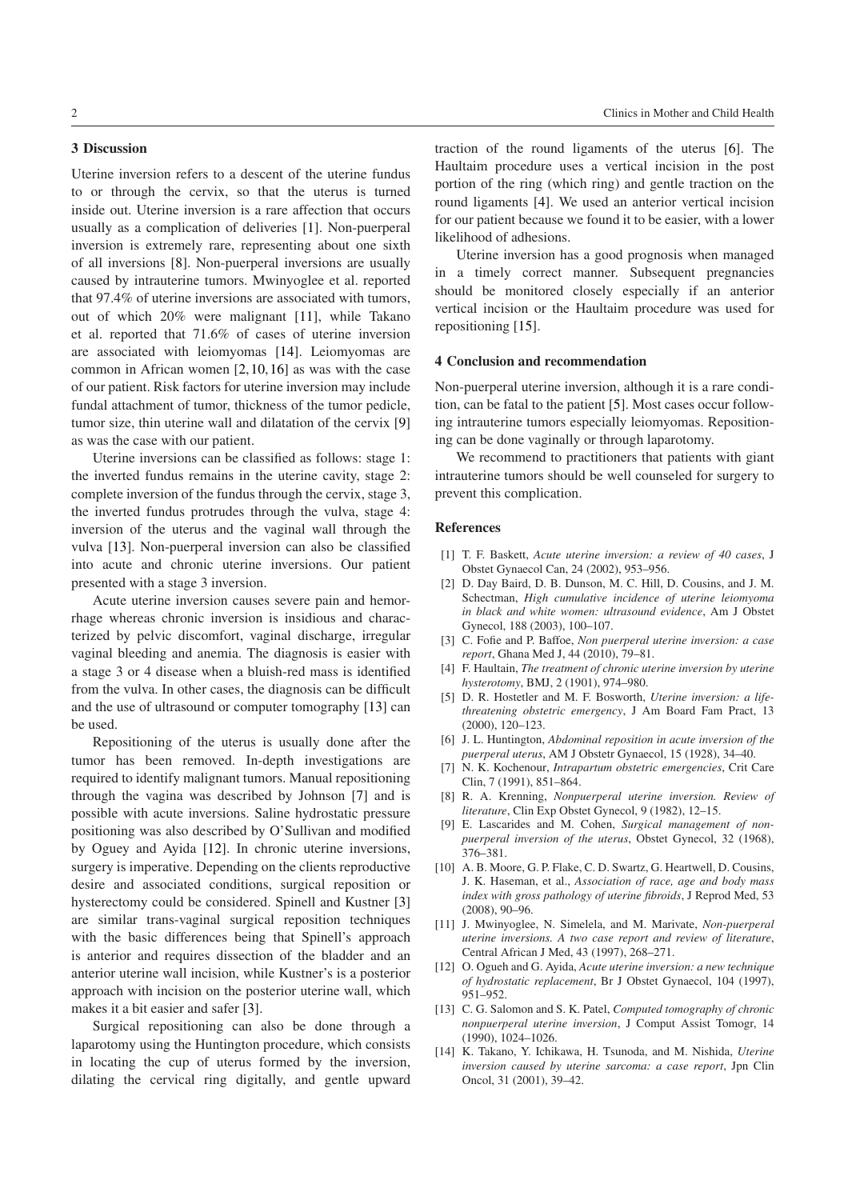## 3 Discussion

Uterine inversion refers to a descent of the uterine fundus to or through the cervix, so that the uterus is turned inside out. Uterine inversion is a rare affection that occurs usually as a complication of deliveries [1]. Non-puerperal inversion is extremely rare, representing about one sixth of all inversions [8]. Non-puerperal inversions are usually caused by intrauterine tumors. Mwinyoglee et al. reported that 97.4% of uterine inversions are associated with tumors, out of which 20% were malignant [11], while Takano et al. reported that 71.6% of cases of uterine inversion are associated with leiomyomas [14]. Leiomyomas are common in African women [2, 10, 16] as was with the case of our patient. Risk factors for uterine inversion may include fundal attachment of tumor, thickness of the tumor pedicle, tumor size, thin uterine wall and dilatation of the cervix [9] as was the case with our patient.

Uterine inversions can be classified as follows: stage 1: the inverted fundus remains in the uterine cavity, stage 2: complete inversion of the fundus through the cervix, stage 3, the inverted fundus protrudes through the vulva, stage 4: inversion of the uterus and the vaginal wall through the vulva [13]. Non-puerperal inversion can also be classified into acute and chronic uterine inversions. Our patient presented with a stage 3 inversion.

Acute uterine inversion causes severe pain and hemorrhage whereas chronic inversion is insidious and characterized by pelvic discomfort, vaginal discharge, irregular vaginal bleeding and anemia. The diagnosis is easier with a stage 3 or 4 disease when a bluish-red mass is identified from the vulva. In other cases, the diagnosis can be difficult and the use of ultrasound or computer tomography [13] can be used.

Repositioning of the uterus is usually done after the tumor has been removed. In-depth investigations are required to identify malignant tumors. Manual repositioning through the vagina was described by Johnson [7] and is possible with acute inversions. Saline hydrostatic pressure positioning was also described by O'Sullivan and modified by Oguey and Ayida [12]. In chronic uterine inversions, surgery is imperative. Depending on the clients reproductive desire and associated conditions, surgical reposition or hysterectomy could be considered. Spinell and Kustner [3] are similar trans-vaginal surgical reposition techniques with the basic differences being that Spinell's approach is anterior and requires dissection of the bladder and an anterior uterine wall incision, while Kustner's is a posterior approach with incision on the posterior uterine wall, which makes it a bit easier and safer [3].

Surgical repositioning can also be done through a laparotomy using the Huntington procedure, which consists in locating the cup of uterus formed by the inversion, dilating the cervical ring digitally, and gentle upward traction of the round ligaments of the uterus [6]. The Haultaim procedure uses a vertical incision in the post portion of the ring (which ring) and gentle traction on the round ligaments [4]. We used an anterior vertical incision for our patient because we found it to be easier, with a lower likelihood of adhesions.

Uterine inversion has a good prognosis when managed in a timely correct manner. Subsequent pregnancies should be monitored closely especially if an anterior vertical incision or the Haultaim procedure was used for repositioning [15].

## 4 Conclusion and recommendation

Non-puerperal uterine inversion, although it is a rare condition, can be fatal to the patient [5]. Most cases occur following intrauterine tumors especially leiomyomas. Repositioning can be done vaginally or through laparotomy.

We recommend to practitioners that patients with giant intrauterine tumors should be well counseled for surgery to prevent this complication.

## References

- [1] T. F. Baskett, *Acute uterine inversion: a review of 40 cases*, J Obstet Gynaecol Can, 24 (2002), 953–956.
- [2] D. Day Baird, D. B. Dunson, M. C. Hill, D. Cousins, and J. M. Schectman, *High cumulative incidence of uterine leiomyoma in black and white women: ultrasound evidence*, Am J Obstet Gynecol, 188 (2003), 100–107.
- [3] C. Fofie and P. Baffoe, *Non puerperal uterine inversion: a case report*, Ghana Med J, 44 (2010), 79–81.
- [4] F. Haultain, *The treatment of chronic uterine inversion by uterine hysterotomy*, BMJ, 2 (1901), 974–980.
- [5] D. R. Hostetler and M. F. Bosworth, *Uterine inversion: a life-threatening obstetric emergency*, J Am Board Fam Pract, 13 (2000), 120–123.
- [6] J. L. Huntington, *Abdominal reposition in acute inversion of the puerperal uterus*, AM J Obstetr Gynaecol, 15 (1928), 34–40.
- [7] N. K. Kochenour, *Intrapartum obstetric emergencies*, Crit Care Clin, 7 (1991), 851–864.
- [8] R. A. Krenning, *Nonpuerperal uterine inversion. Review of literature*, Clin Exp Obstet Gynecol, 9 (1982), 12–15.
- [9] E. Lascarides and M. Cohen, *Surgical management of non-puerperal inversion of the uterus*, Obstet Gynecol, 32 (1968), 376–381.
- [10] A. B. Moore, G. P. Flake, C. D. Swartz, G. Heartwell, D. Cousins, J. K. Haseman, et al., *Association of race, age and body mass index with gross pathology of uterine fibroids*, J Reprod Med, 53 (2008), 90–96.
- [11] J. Mwinyoglee, N. Simelela, and M. Marivate, *Non-puerperal uterine inversions. A two case report and review of literature*, Central African J Med, 43 (1997), 268–271.
- [12] O. Ogueh and G. Ayida, *Acute uterine inversion: a new technique of hydrostatic replacement*, Br J Obstet Gynaecol, 104 (1997), 951–952.
- [13] C. G. Salomon and S. K. Patel, *Computed tomography of chronic nonpuerperal uterine inversion*, J Comput Assist Tomogr, 14 (1990), 1024–1026.
- [14] K. Takano, Y. Ichikawa, H. Tsunoda, and M. Nishida, *Uterine inversion caused by uterine sarcoma: a case report*, Jpn Clin Oncol, 31 (2001), 39–42.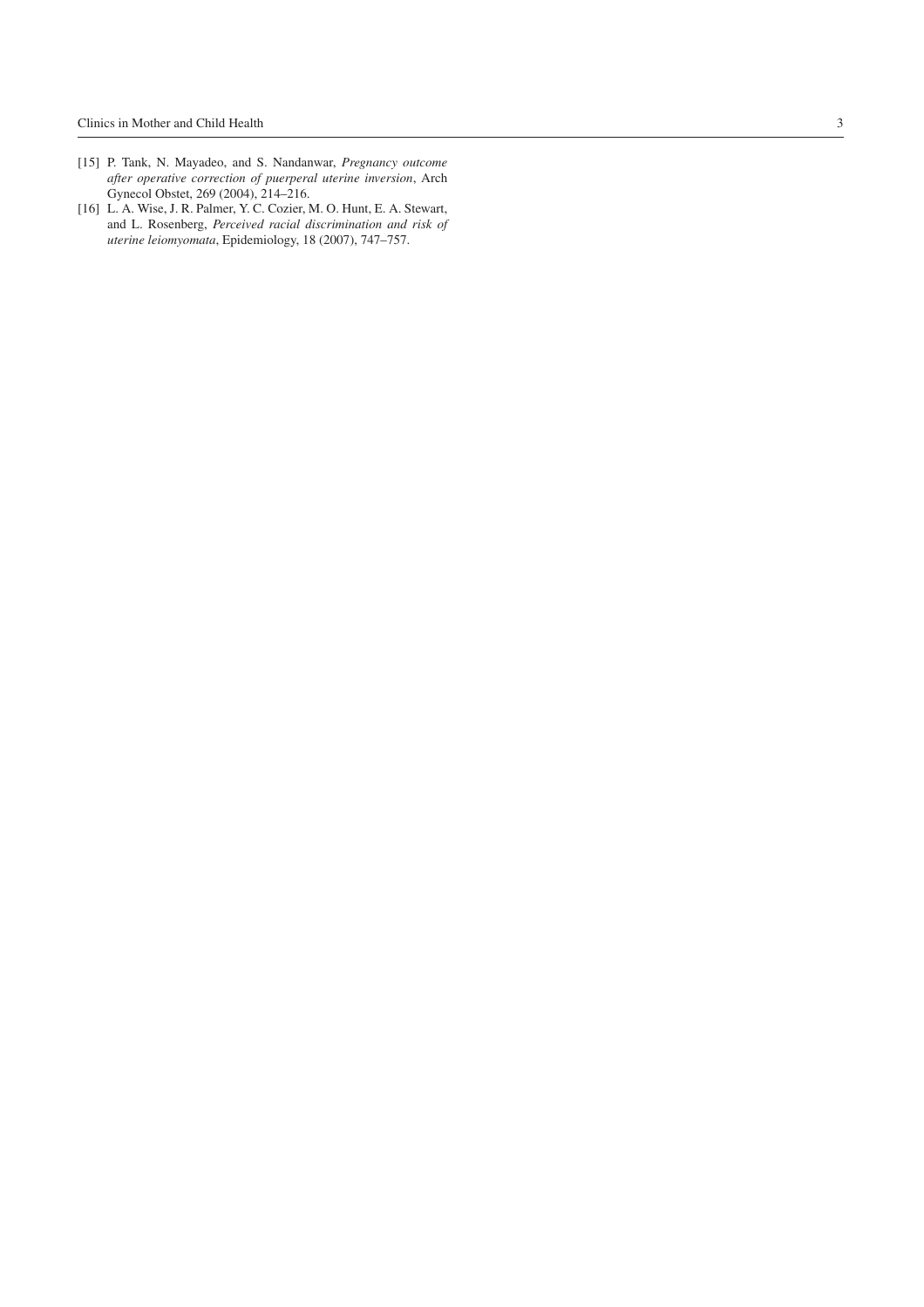[15] P. Tank, N. Mayadeo, and S. Nandanwar, *Pregnancy outcome after operative correction of puerperal uterine inversion*, Arch Gynecol Obstet, 269 (2004), 214–216.

[16] L. A. Wise, J. R. Palmer, Y. C. Cozier, M. O. Hunt, E. A. Stewart, and L. Rosenberg, *Perceived racial discrimination and risk of uterine leiomyomata*, Epidemiology, 18 (2007), 747–757.